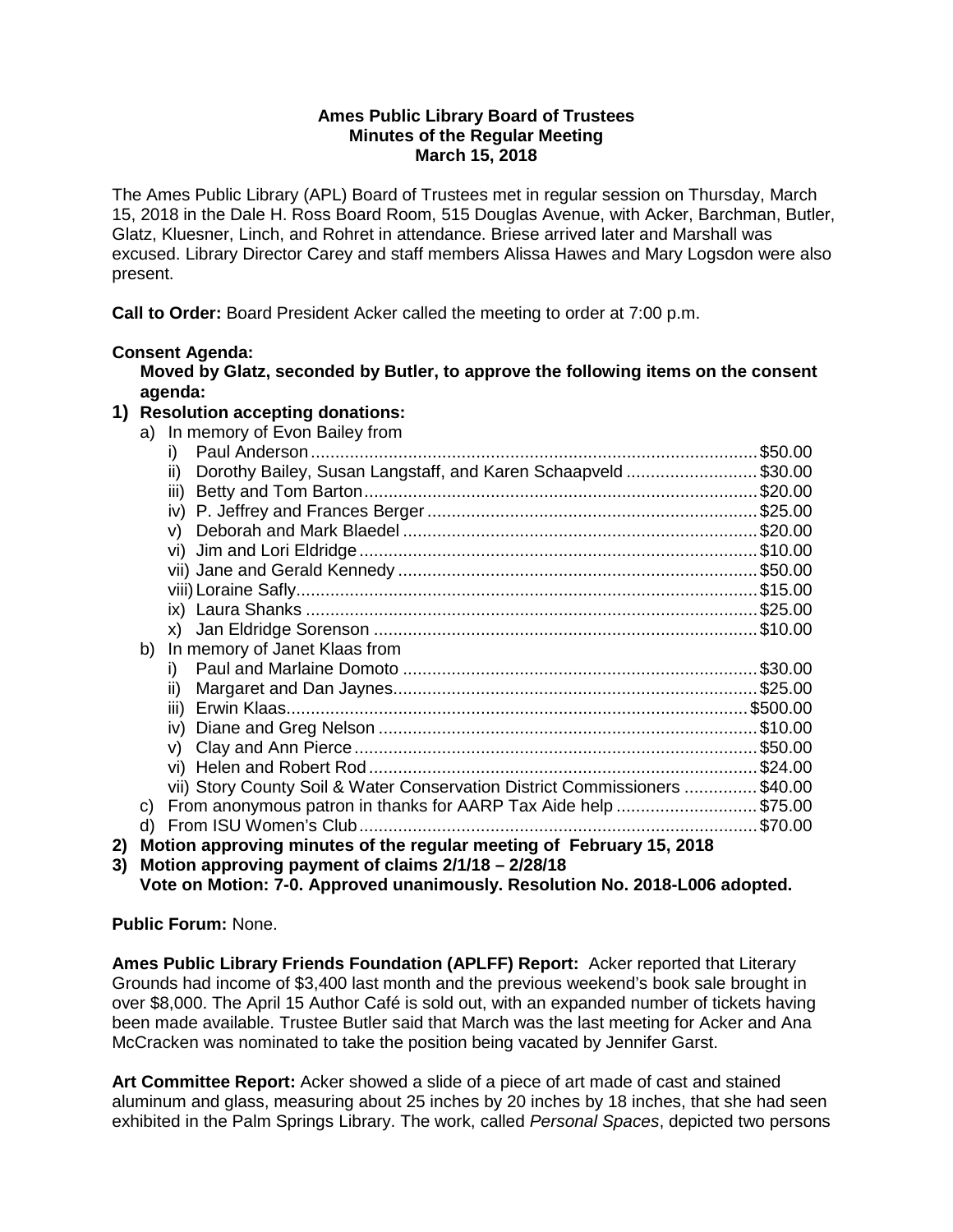**Ames Public Library Board of Trustees**
**Minutes of the Regular Meeting**
**March 15, 2018**

The Ames Public Library (APL) Board of Trustees met in regular session on Thursday, March 15, 2018 in the Dale H. Ross Board Room, 515 Douglas Avenue, with Acker, Barchman, Butler, Glatz, Kluesner, Linch, and Rohret in attendance. Briese arrived later and Marshall was excused. Library Director Carey and staff members Alissa Hawes and Mary Logsdon were also present.

**Call to Order:** Board President Acker called the meeting to order at 7:00 p.m.

**Consent Agenda:**

**Moved by Glatz, seconded by Butler, to approve the following items on the consent agenda:**

1) **Resolution accepting donations:**
   a) In memory of Evon Bailey from
      i) Paul Anderson............ $50.00
      ii) Dorothy Bailey, Susan Langstaff, and Karen Schaapveld............ $30.00
      iii) Betty and Tom Barton............ $20.00
      iv) P. Jeffrey and Frances Berger............ $25.00
      v) Deborah and Mark Blaedel............ $20.00
      vi) Jim and Lori Eldridge............ $10.00
      vii) Jane and Gerald Kennedy............ $50.00
      viii) Loraine Safly............ $15.00
      ix) Laura Shanks............ $25.00
      x) Jan Eldridge Sorenson............ $10.00
   b) In memory of Janet Klaas from
      i) Paul and Marlaine Domoto............ $30.00
      ii) Margaret and Dan Jaynes............ $25.00
      iii) Erwin Klaas............ $500.00
      iv) Diane and Greg Nelson............ $10.00
      v) Clay and Ann Pierce............ $50.00
      vi) Helen and Robert Rod............ $24.00
      vii) Story County Soil & Water Conservation District Commissioners............ $40.00
   c) From anonymous patron in thanks for AARP Tax Aide help............ $75.00
   d) From ISU Women's Club............ $70.00
2) **Motion approving minutes of the regular meeting of February 15, 2018**
3) **Motion approving payment of claims 2/1/18 – 2/28/18**

**Vote on Motion: 7-0. Approved unanimously. Resolution No. 2018-L006 adopted.**

**Public Forum:** None.

**Ames Public Library Friends Foundation (APLFF) Report:** Acker reported that Literary Grounds had income of $3,400 last month and the previous weekend's book sale brought in over $8,000. The April 15 Author Café is sold out, with an expanded number of tickets having been made available. Trustee Butler said that March was the last meeting for Acker and Ana McCracken was nominated to take the position being vacated by Jennifer Garst.

**Art Committee Report:** Acker showed a slide of a piece of art made of cast and stained aluminum and glass, measuring about 25 inches by 20 inches by 18 inches, that she had seen exhibited in the Palm Springs Library. The work, called *Personal Spaces*, depicted two persons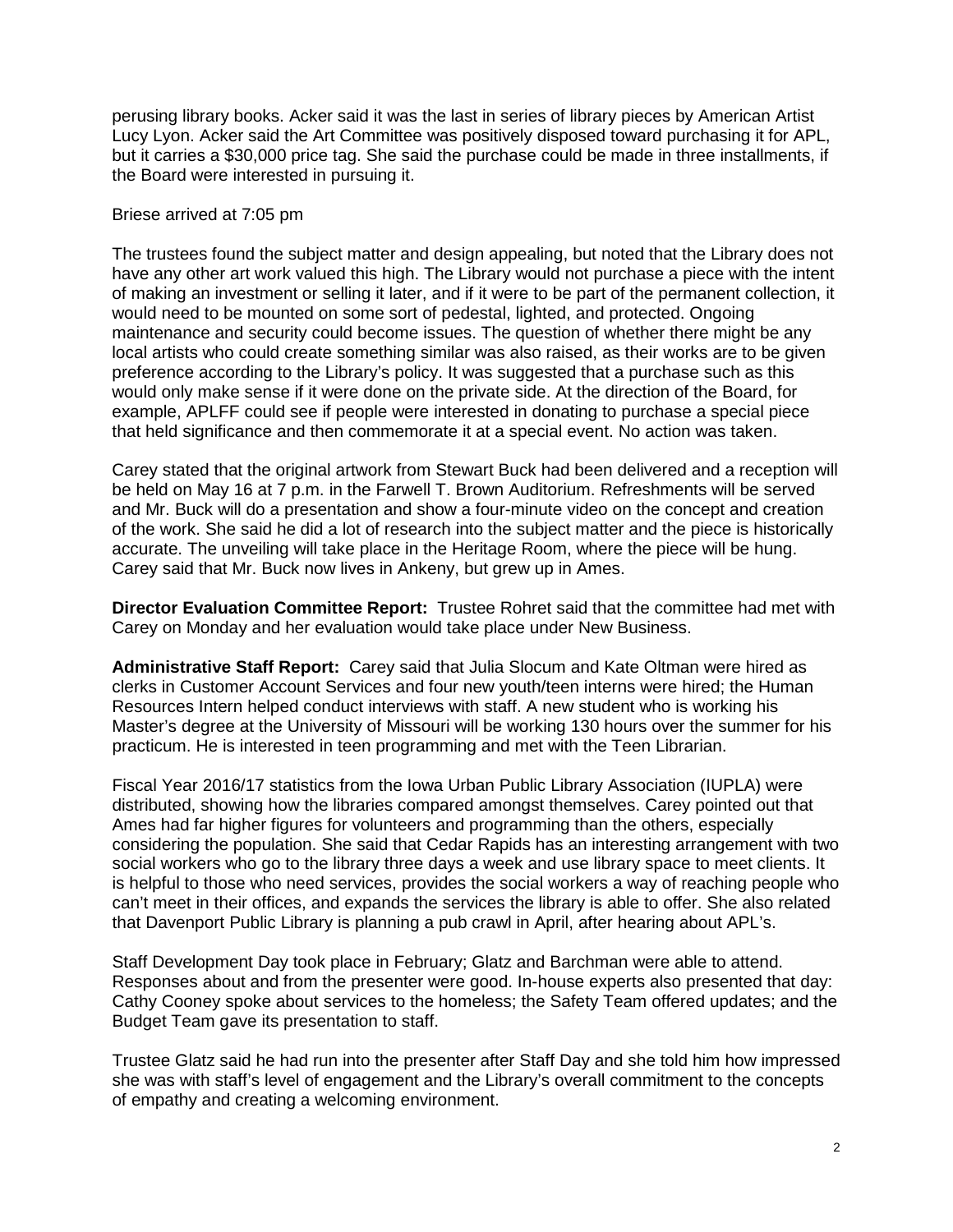perusing library books. Acker said it was the last in series of library pieces by American Artist Lucy Lyon. Acker said the Art Committee was positively disposed toward purchasing it for APL, but it carries a $30,000 price tag. She said the purchase could be made in three installments, if the Board were interested in pursuing it.

Briese arrived at 7:05 pm

The trustees found the subject matter and design appealing, but noted that the Library does not have any other art work valued this high. The Library would not purchase a piece with the intent of making an investment or selling it later, and if it were to be part of the permanent collection, it would need to be mounted on some sort of pedestal, lighted, and protected. Ongoing maintenance and security could become issues. The question of whether there might be any local artists who could create something similar was also raised, as their works are to be given preference according to the Library's policy. It was suggested that a purchase such as this would only make sense if it were done on the private side. At the direction of the Board, for example, APLFF could see if people were interested in donating to purchase a special piece that held significance and then commemorate it at a special event. No action was taken.

Carey stated that the original artwork from Stewart Buck had been delivered and a reception will be held on May 16 at 7 p.m. in the Farwell T. Brown Auditorium. Refreshments will be served and Mr. Buck will do a presentation and show a four-minute video on the concept and creation of the work. She said he did a lot of research into the subject matter and the piece is historically accurate. The unveiling will take place in the Heritage Room, where the piece will be hung. Carey said that Mr. Buck now lives in Ankeny, but grew up in Ames.

**Director Evaluation Committee Report:** Trustee Rohret said that the committee had met with Carey on Monday and her evaluation would take place under New Business.

**Administrative Staff Report:** Carey said that Julia Slocum and Kate Oltman were hired as clerks in Customer Account Services and four new youth/teen interns were hired; the Human Resources Intern helped conduct interviews with staff. A new student who is working his Master's degree at the University of Missouri will be working 130 hours over the summer for his practicum. He is interested in teen programming and met with the Teen Librarian.

Fiscal Year 2016/17 statistics from the Iowa Urban Public Library Association (IUPLA) were distributed, showing how the libraries compared amongst themselves. Carey pointed out that Ames had far higher figures for volunteers and programming than the others, especially considering the population. She said that Cedar Rapids has an interesting arrangement with two social workers who go to the library three days a week and use library space to meet clients. It is helpful to those who need services, provides the social workers a way of reaching people who can't meet in their offices, and expands the services the library is able to offer. She also related that Davenport Public Library is planning a pub crawl in April, after hearing about APL's.

Staff Development Day took place in February; Glatz and Barchman were able to attend. Responses about and from the presenter were good. In-house experts also presented that day: Cathy Cooney spoke about services to the homeless; the Safety Team offered updates; and the Budget Team gave its presentation to staff.

Trustee Glatz said he had run into the presenter after Staff Day and she told him how impressed she was with staff's level of engagement and the Library's overall commitment to the concepts of empathy and creating a welcoming environment.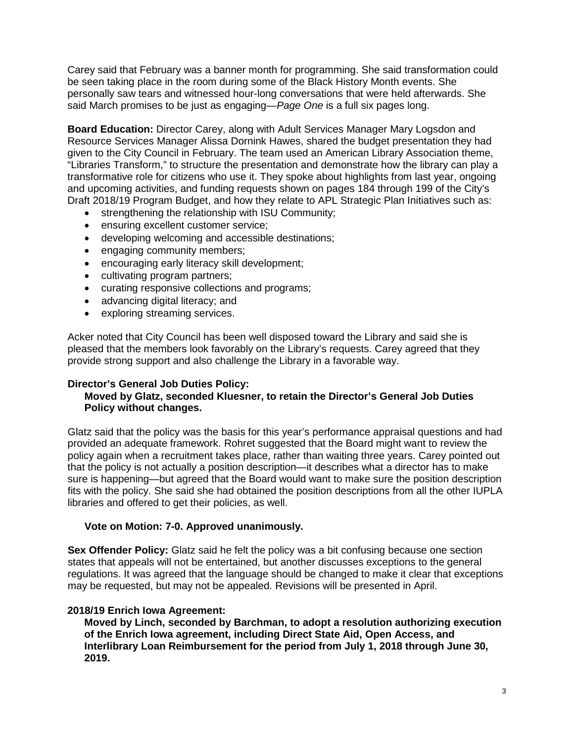Carey said that February was a banner month for programming. She said transformation could be seen taking place in the room during some of the Black History Month events. She personally saw tears and witnessed hour-long conversations that were held afterwards. She said March promises to be just as engaging—*Page One* is a full six pages long.

**Board Education:** Director Carey, along with Adult Services Manager Mary Logsdon and Resource Services Manager Alissa Dornink Hawes, shared the budget presentation they had given to the City Council in February. The team used an American Library Association theme, "Libraries Transform," to structure the presentation and demonstrate how the library can play a transformative role for citizens who use it. They spoke about highlights from last year, ongoing and upcoming activities, and funding requests shown on pages 184 through 199 of the City's Draft 2018/19 Program Budget, and how they relate to APL Strategic Plan Initiatives such as:

- strengthening the relationship with ISU Community;
- ensuring excellent customer service;
- developing welcoming and accessible destinations;
- engaging community members;
- encouraging early literacy skill development;
- cultivating program partners;
- curating responsive collections and programs;
- advancing digital literacy; and
- exploring streaming services.

Acker noted that City Council has been well disposed toward the Library and said she is pleased that the members look favorably on the Library's requests. Carey agreed that they provide strong support and also challenge the Library in a favorable way.

**Director's General Job Duties Policy:**

**Moved by Glatz, seconded Kluesner, to retain the Director's General Job Duties Policy without changes.**

Glatz said that the policy was the basis for this year's performance appraisal questions and had provided an adequate framework. Rohret suggested that the Board might want to review the policy again when a recruitment takes place, rather than waiting three years. Carey pointed out that the policy is not actually a position description—it describes what a director has to make sure is happening—but agreed that the Board would want to make sure the position description fits with the policy. She said she had obtained the position descriptions from all the other IUPLA libraries and offered to get their policies, as well.

**Vote on Motion: 7-0. Approved unanimously.**

**Sex Offender Policy:** Glatz said he felt the policy was a bit confusing because one section states that appeals will not be entertained, but another discusses exceptions to the general regulations. It was agreed that the language should be changed to make it clear that exceptions may be requested, but may not be appealed. Revisions will be presented in April.

**2018/19 Enrich Iowa Agreement:**

**Moved by Linch, seconded by Barchman, to adopt a resolution authorizing execution of the Enrich Iowa agreement, including Direct State Aid, Open Access, and Interlibrary Loan Reimbursement for the period from July 1, 2018 through June 30, 2019.**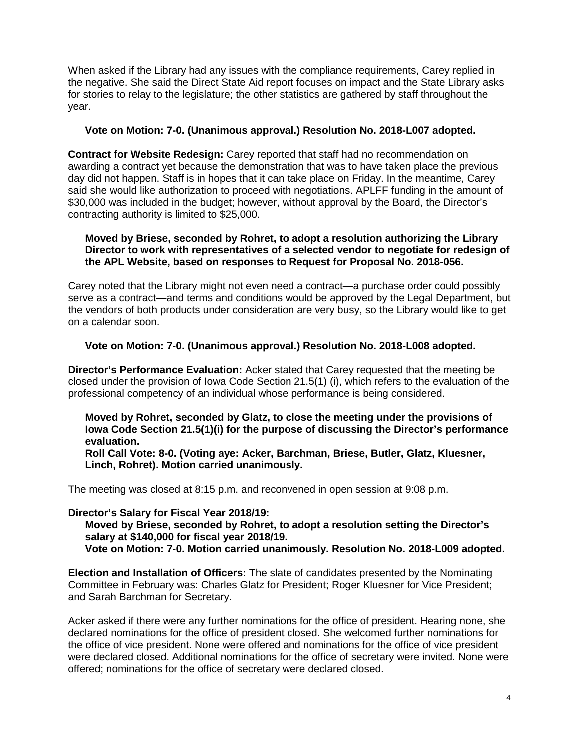When asked if the Library had any issues with the compliance requirements, Carey replied in the negative. She said the Direct State Aid report focuses on impact and the State Library asks for stories to relay to the legislature; the other statistics are gathered by staff throughout the year.

**Vote on Motion: 7-0. (Unanimous approval.) Resolution No. 2018-L007 adopted.**

**Contract for Website Redesign:** Carey reported that staff had no recommendation on awarding a contract yet because the demonstration that was to have taken place the previous day did not happen. Staff is in hopes that it can take place on Friday. In the meantime, Carey said she would like authorization to proceed with negotiations. APLFF funding in the amount of $30,000 was included in the budget; however, without approval by the Board, the Director's contracting authority is limited to $25,000.

**Moved by Briese, seconded by Rohret, to adopt a resolution authorizing the Library Director to work with representatives of a selected vendor to negotiate for redesign of the APL Website, based on responses to Request for Proposal No. 2018-056.**

Carey noted that the Library might not even need a contract—a purchase order could possibly serve as a contract—and terms and conditions would be approved by the Legal Department, but the vendors of both products under consideration are very busy, so the Library would like to get on a calendar soon.

**Vote on Motion: 7-0. (Unanimous approval.) Resolution No. 2018-L008 adopted.**

**Director's Performance Evaluation:** Acker stated that Carey requested that the meeting be closed under the provision of Iowa Code Section 21.5(1) (i), which refers to the evaluation of the professional competency of an individual whose performance is being considered.

**Moved by Rohret, seconded by Glatz, to close the meeting under the provisions of Iowa Code Section 21.5(1)(i) for the purpose of discussing the Director's performance evaluation.**
**Roll Call Vote: 8-0. (Voting aye: Acker, Barchman, Briese, Butler, Glatz, Kluesner, Linch, Rohret). Motion carried unanimously.**

The meeting was closed at 8:15 p.m. and reconvened in open session at 9:08 p.m.

**Director's Salary for Fiscal Year 2018/19:**
**Moved by Briese, seconded by Rohret, to adopt a resolution setting the Director's salary at $140,000 for fiscal year 2018/19.**
**Vote on Motion: 7-0. Motion carried unanimously. Resolution No. 2018-L009 adopted.**

**Election and Installation of Officers:** The slate of candidates presented by the Nominating Committee in February was: Charles Glatz for President; Roger Kluesner for Vice President; and Sarah Barchman for Secretary.

Acker asked if there were any further nominations for the office of president. Hearing none, she declared nominations for the office of president closed. She welcomed further nominations for the office of vice president. None were offered and nominations for the office of vice president were declared closed. Additional nominations for the office of secretary were invited. None were offered; nominations for the office of secretary were declared closed.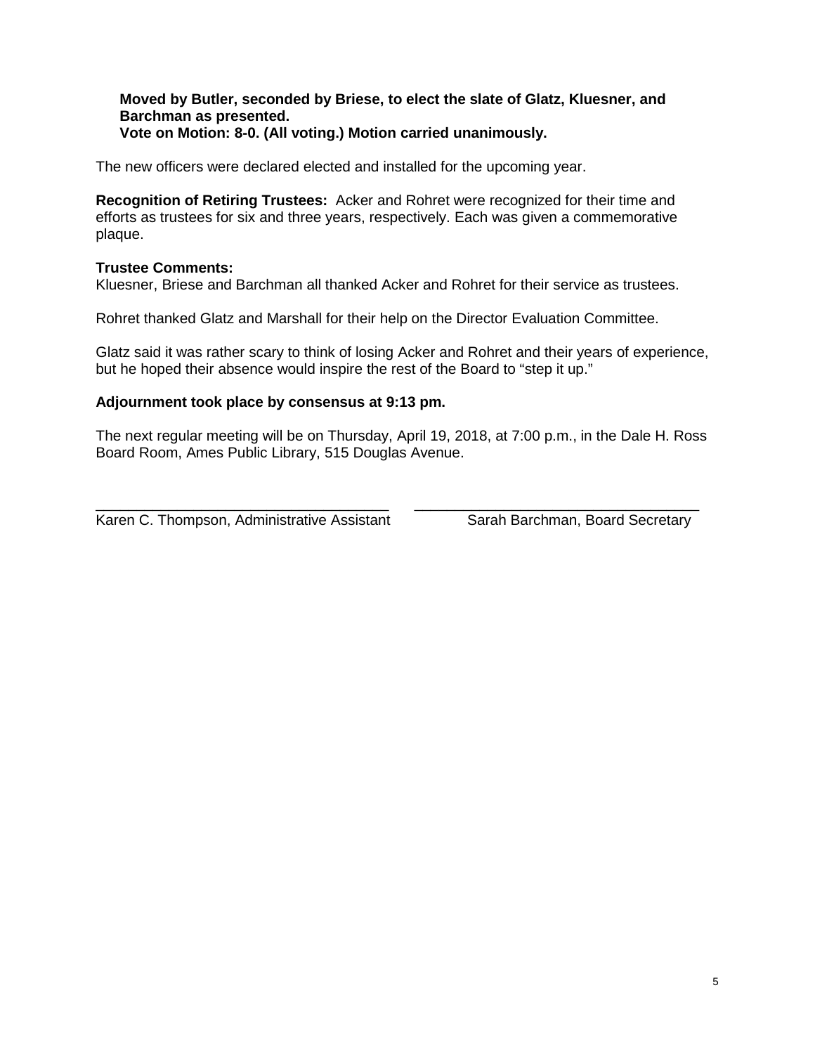**Moved by Butler, seconded by Briese, to elect the slate of Glatz, Kluesner, and Barchman as presented.**
**Vote on Motion: 8-0. (All voting.) Motion carried unanimously.**

The new officers were declared elected and installed for the upcoming year.

**Recognition of Retiring Trustees:** Acker and Rohret were recognized for their time and efforts as trustees for six and three years, respectively. Each was given a commemorative plaque.

**Trustee Comments:**
Kluesner, Briese and Barchman all thanked Acker and Rohret for their service as trustees.

Rohret thanked Glatz and Marshall for their help on the Director Evaluation Committee.

Glatz said it was rather scary to think of losing Acker and Rohret and their years of experience, but he hoped their absence would inspire the rest of the Board to "step it up."

**Adjournment took place by consensus at 9:13 pm.**

The next regular meeting will be on Thursday, April 19, 2018, at 7:00 p.m., in the Dale H. Ross Board Room, Ames Public Library, 515 Douglas Avenue.

____________________________________ ____________________________________
Karen C. Thompson, Administrative Assistant Sarah Barchman, Board Secretary